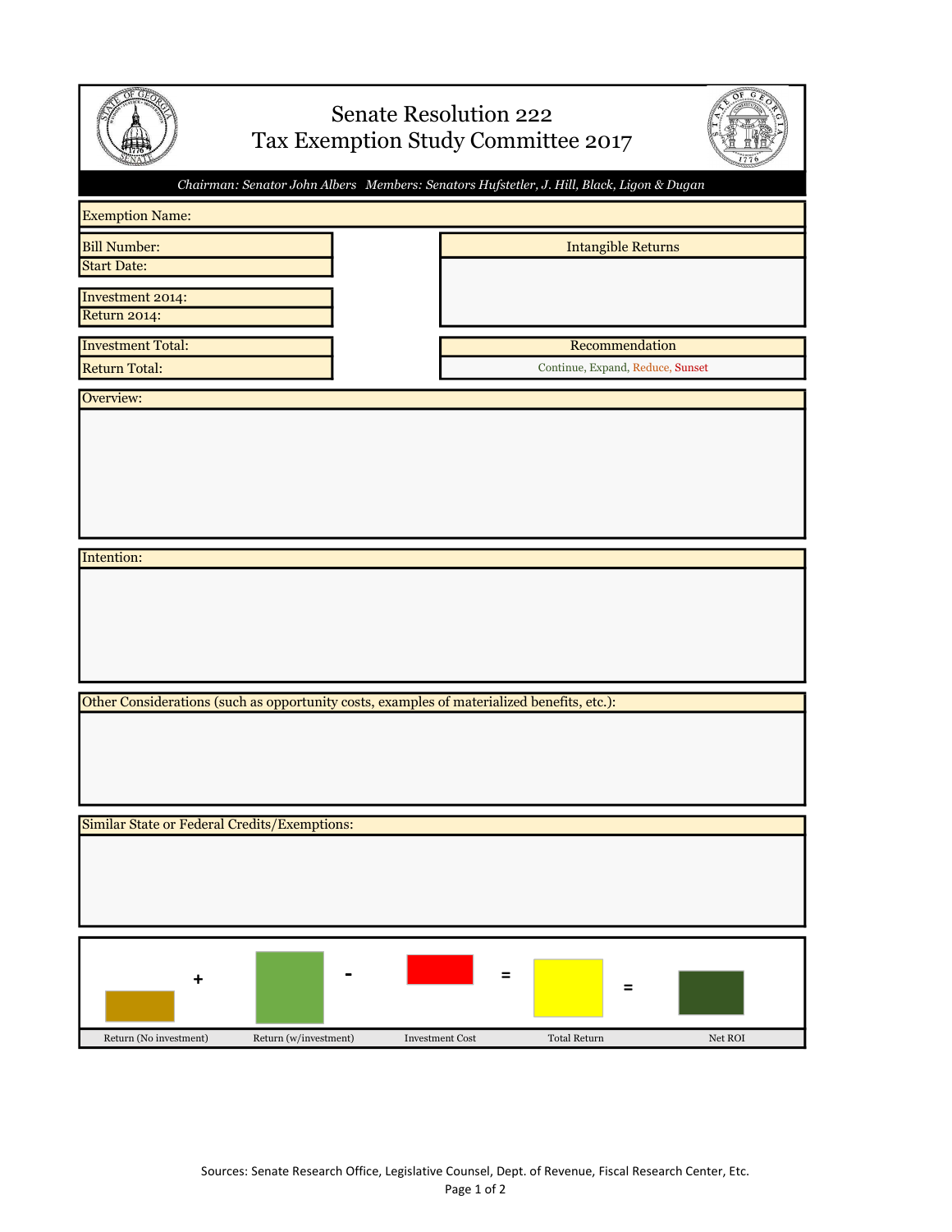# Senate Resolution 222
# Tax Exemption Study Committee 2017

*Chairman: Senator John Albers   Members: Senators Hufstetler, J. Hill, Black, Ligon & Dugan*

Exemption Name:

Bill Number:

Start Date:

Investment 2014:

Return 2014:

Investment Total:

Return Total:

**Intangible Returns**

**Recommendation**

Continue, Expand, Reduce, Sunset

**Overview:**

**Intention:**

**Other Considerations (such as opportunity costs, examples of materialized benefits, etc.):**

**Similar State or Federal Credits/Exemptions:**

| Return (No investment) | + | Return (w/investment) | - | Investment Cost | = | Total Return | = | Net ROI |
|---|---|---|---|---|---|---|---|---|

Sources: Senate Research Office, Legislative Counsel, Dept. of Revenue, Fiscal Research Center, Etc.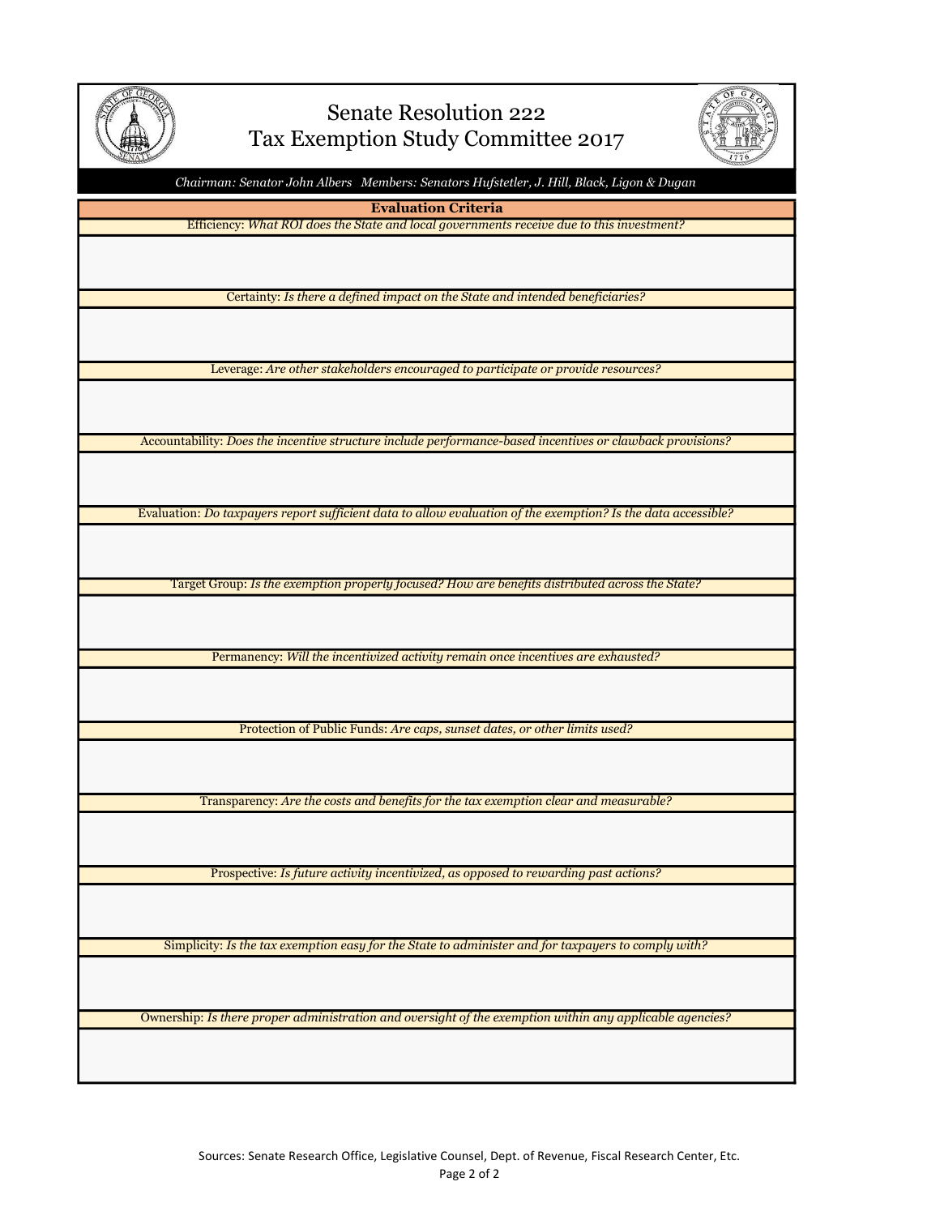# Senate Resolution 222
# Tax Exemption Study Committee 2017

*Chairman: Senator John Albers   Members: Senators Hufstetler, J. Hill, Black, Ligon & Dugan*

## Evaluation Criteria

Efficiency: *What ROI does the State and local governments receive due to this investment?*

Certainty: *Is there a defined impact on the State and intended beneficiaries?*

Leverage: *Are other stakeholders encouraged to participate or provide resources?*

Accountability: *Does the incentive structure include performance-based incentives or clawback provisions?*

Evaluation: *Do taxpayers report sufficient data to allow evaluation of the exemption? Is the data accessible?*

Target Group: *Is the exemption properly focused? How are benefits distributed across the State?*

Permanency: *Will the incentivized activity remain once incentives are exhausted?*

Protection of Public Funds: *Are caps, sunset dates, or other limits used?*

Transparency: *Are the costs and benefits for the tax exemption clear and measurable?*

Prospective: *Is future activity incentivized, as opposed to rewarding past actions?*

Simplicity: *Is the tax exemption easy for the State to administer and for taxpayers to comply with?*

Ownership: *Is there proper administration and oversight of the exemption within any applicable agencies?*

Sources: Senate Research Office, Legislative Counsel, Dept. of Revenue, Fiscal Research Center, Etc.